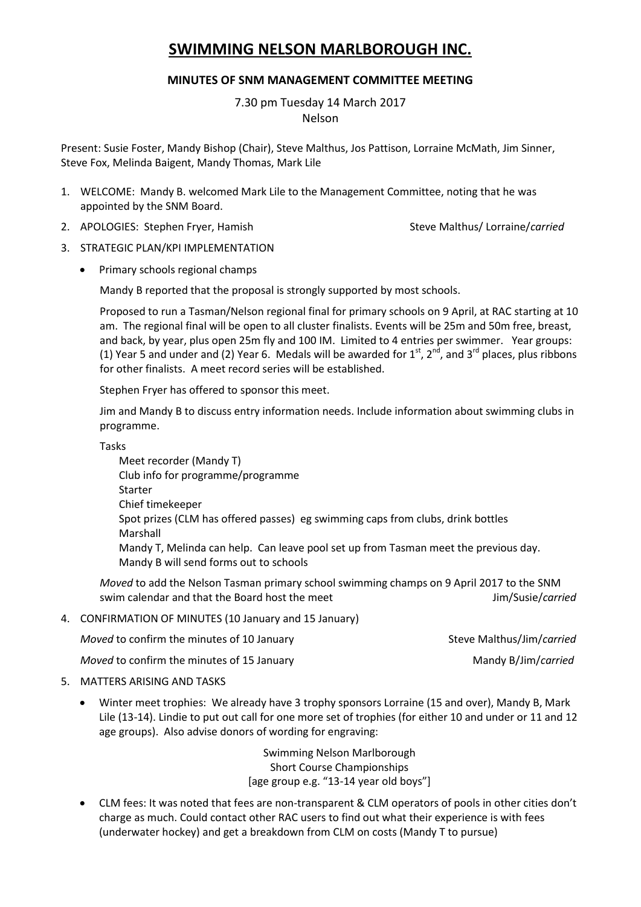# SWIMMING NELSON MARLBOROUGH INC.

## MINUTES OF SNM MANAGEMENT COMMITTEE MEETING

7.30 pm Tuesday 14 March 2017
Nelson

Present: Susie Foster, Mandy Bishop (Chair), Steve Malthus, Jos Pattison, Lorraine McMath, Jim Sinner, Steve Fox, Melinda Baigent, Mandy Thomas, Mark Lile

1. WELCOME: Mandy B. welcomed Mark Lile to the Management Committee, noting that he was appointed by the SNM Board.
2. APOLOGIES: Stephen Fryer, Hamish — Steve Malthus/ Lorraine/*carried*
3. STRATEGIC PLAN/KPI IMPLEMENTATION
   - Primary schools regional champs

     Mandy B reported that the proposal is strongly supported by most schools.

     Proposed to run a Tasman/Nelson regional final for primary schools on 9 April, at RAC starting at 10 am. The regional final will be open to all cluster finalists. Events will be 25m and 50m free, breast, and back, by year, plus open 25m fly and 100 IM. Limited to 4 entries per swimmer. Year groups: (1) Year 5 and under and (2) Year 6. Medals will be awarded for 1st, 2nd, and 3rd places, plus ribbons for other finalists. A meet record series will be established.

     Stephen Fryer has offered to sponsor this meet.

     Jim and Mandy B to discuss entry information needs. Include information about swimming clubs in programme.

     Tasks

     Meet recorder (Mandy T)
     Club info for programme/programme
     Starter
     Chief timekeeper
     Spot prizes (CLM has offered passes) eg swimming caps from clubs, drink bottles
     Marshall
     Mandy T, Melinda can help. Can leave pool set up from Tasman meet the previous day.
     Mandy B will send forms out to schools

     *Moved* to add the Nelson Tasman primary school swimming champs on 9 April 2017 to the SNM swim calendar and that the Board host the meet — Jim/Susie/*carried*
4. CONFIRMATION OF MINUTES (10 January and 15 January)

   *Moved* to confirm the minutes of 10 January — Steve Malthus/Jim/*carried*

   *Moved* to confirm the minutes of 15 January — Mandy B/Jim/*carried*
5. MATTERS ARISING AND TASKS
   - Winter meet trophies: We already have 3 trophy sponsors Lorraine (15 and over), Mandy B, Mark Lile (13-14). Lindie to put out call for one more set of trophies (for either 10 and under or 11 and 12 age groups). Also advise donors of wording for engraving:

     Swimming Nelson Marlborough
     Short Course Championships
     [age group e.g. "13-14 year old boys"]
   - CLM fees: It was noted that fees are non-transparent & CLM operators of pools in other cities don't charge as much. Could contact other RAC users to find out what their experience is with fees (underwater hockey) and get a breakdown from CLM on costs (Mandy T to pursue)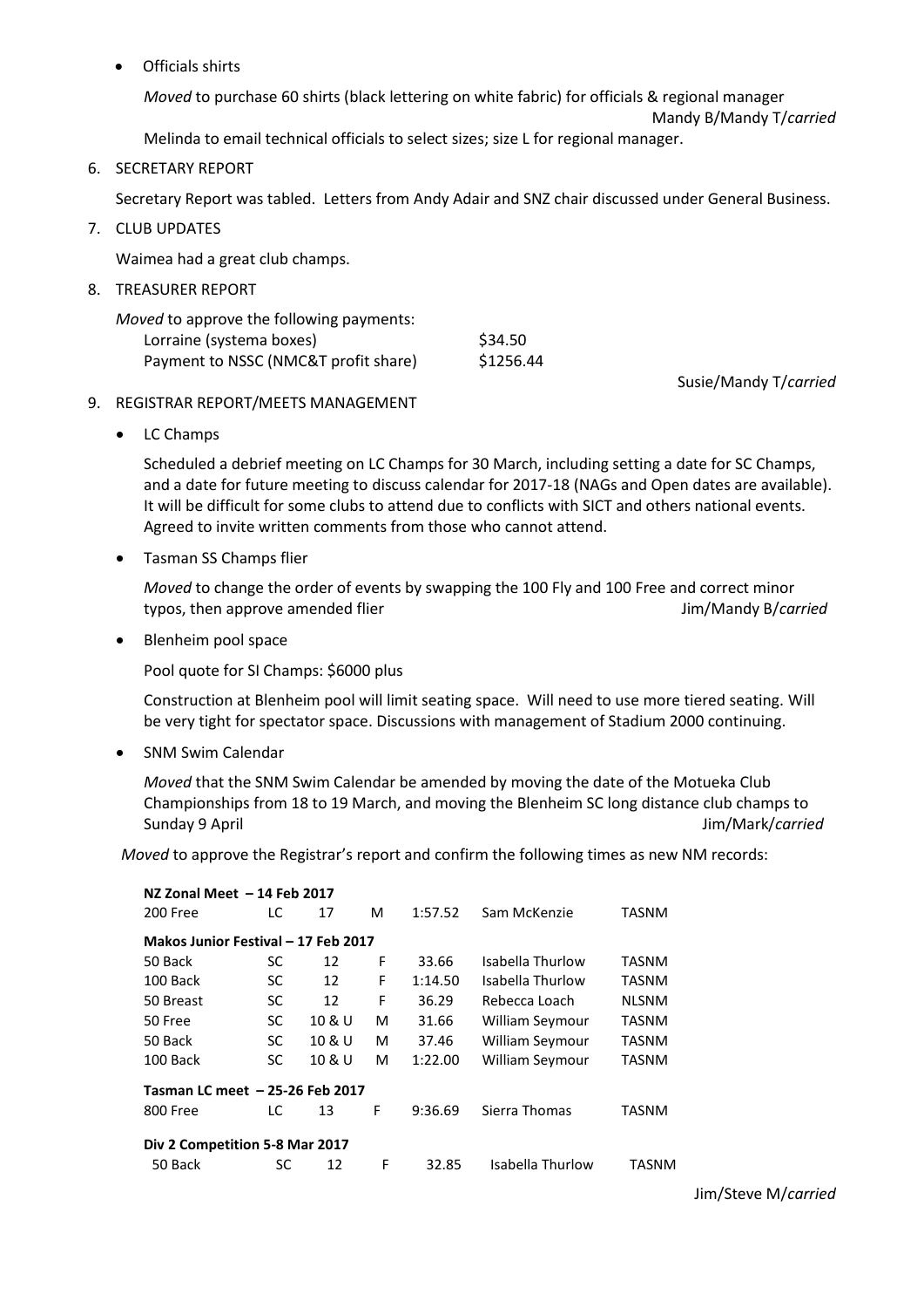- Officials shirts

  *Moved* to purchase 60 shirts (black lettering on white fabric) for officials & regional manager
  Mandy B/Mandy T/*carried*

  Melinda to email technical officials to select sizes; size L for regional manager.

6. SECRETARY REPORT

   Secretary Report was tabled. Letters from Andy Adair and SNZ chair discussed under General Business.

7. CLUB UPDATES

   Waimea had a great club champs.

8. TREASURER REPORT

   *Moved* to approve the following payments:

   | | |
   |---|---|
   | Lorraine (systema boxes) | $34.50 |
   | Payment to NSSC (NMC&T profit share) | $1256.44 |

   Susie/Mandy T/*carried*

9. REGISTRAR REPORT/MEETS MANAGEMENT

   - LC Champs

     Scheduled a debrief meeting on LC Champs for 30 March, including setting a date for SC Champs, and a date for future meeting to discuss calendar for 2017-18 (NAGs and Open dates are available). It will be difficult for some clubs to attend due to conflicts with SICT and others national events. Agreed to invite written comments from those who cannot attend.

   - Tasman SS Champs flier

     *Moved* to change the order of events by swapping the 100 Fly and 100 Free and correct minor typos, then approve amended flier
     Jim/Mandy B/*carried*

   - Blenheim pool space

     Pool quote for SI Champs: $6000 plus

     Construction at Blenheim pool will limit seating space. Will need to use more tiered seating. Will be very tight for spectator space. Discussions with management of Stadium 2000 continuing.

   - SNM Swim Calendar

     *Moved* that the SNM Swim Calendar be amended by moving the date of the Motueka Club Championships from 18 to 19 March, and moving the Blenheim SC long distance club champs to Sunday 9 April
     Jim/Mark/*carried*

*Moved* to approve the Registrar's report and confirm the following times as new NM records:

| Event | Course | Age | Sex | Time | Name | Club |
|---|---|---|---|---|---|---|
| **NZ Zonal Meet – 14 Feb 2017** | | | | | | |
| 200 Free | LC | 17 | M | 1:57.52 | Sam McKenzie | TASNM |
| **Makos Junior Festival – 17 Feb 2017** | | | | | | |
| 50 Back | SC | 12 | F | 33.66 | Isabella Thurlow | TASNM |
| 100 Back | SC | 12 | F | 1:14.50 | Isabella Thurlow | TASNM |
| 50 Breast | SC | 12 | F | 36.29 | Rebecca Loach | NLSNM |
| 50 Free | SC | 10 & U | M | 31.66 | William Seymour | TASNM |
| 50 Back | SC | 10 & U | M | 37.46 | William Seymour | TASNM |
| 100 Back | SC | 10 & U | M | 1:22.00 | William Seymour | TASNM |
| **Tasman LC meet – 25-26 Feb 2017** | | | | | | |
| 800 Free | LC | 13 | F | 9:36.69 | Sierra Thomas | TASNM |
| **Div 2 Competition 5-8 Mar 2017** | | | | | | |
| 50 Back | SC | 12 | F | 32.85 | Isabella Thurlow | TASNM |

Jim/Steve M/*carried*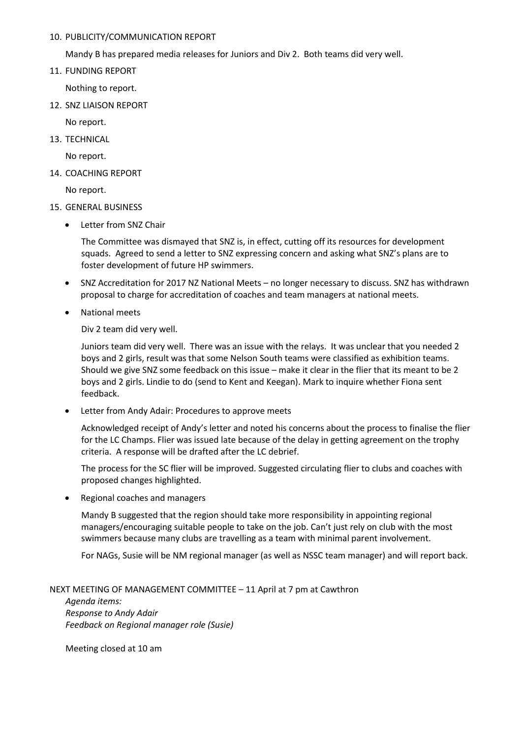10. PUBLICITY/COMMUNICATION REPORT

    Mandy B has prepared media releases for Juniors and Div 2. Both teams did very well.

11. FUNDING REPORT

    Nothing to report.

12. SNZ LIAISON REPORT

    No report.

13. TECHNICAL

    No report.

14. COACHING REPORT

    No report.

15. GENERAL BUSINESS

    - Letter from SNZ Chair

      The Committee was dismayed that SNZ is, in effect, cutting off its resources for development squads. Agreed to send a letter to SNZ expressing concern and asking what SNZ's plans are to foster development of future HP swimmers.

    - SNZ Accreditation for 2017 NZ National Meets – no longer necessary to discuss. SNZ has withdrawn proposal to charge for accreditation of coaches and team managers at national meets.

    - National meets

      Div 2 team did very well.

      Juniors team did very well. There was an issue with the relays. It was unclear that you needed 2 boys and 2 girls, result was that some Nelson South teams were classified as exhibition teams. Should we give SNZ some feedback on this issue – make it clear in the flier that its meant to be 2 boys and 2 girls. Lindie to do (send to Kent and Keegan). Mark to inquire whether Fiona sent feedback.

    - Letter from Andy Adair: Procedures to approve meets

      Acknowledged receipt of Andy's letter and noted his concerns about the process to finalise the flier for the LC Champs. Flier was issued late because of the delay in getting agreement on the trophy criteria. A response will be drafted after the LC debrief.

      The process for the SC flier will be improved. Suggested circulating flier to clubs and coaches with proposed changes highlighted.

    - Regional coaches and managers

      Mandy B suggested that the region should take more responsibility in appointing regional managers/encouraging suitable people to take on the job. Can't just rely on club with the most swimmers because many clubs are travelling as a team with minimal parent involvement.

      For NAGs, Susie will be NM regional manager (as well as NSSC team manager) and will report back.

NEXT MEETING OF MANAGEMENT COMMITTEE – 11 April at 7 pm at Cawthron

*Agenda items:*
*Response to Andy Adair*
*Feedback on Regional manager role (Susie)*

Meeting closed at 10 am